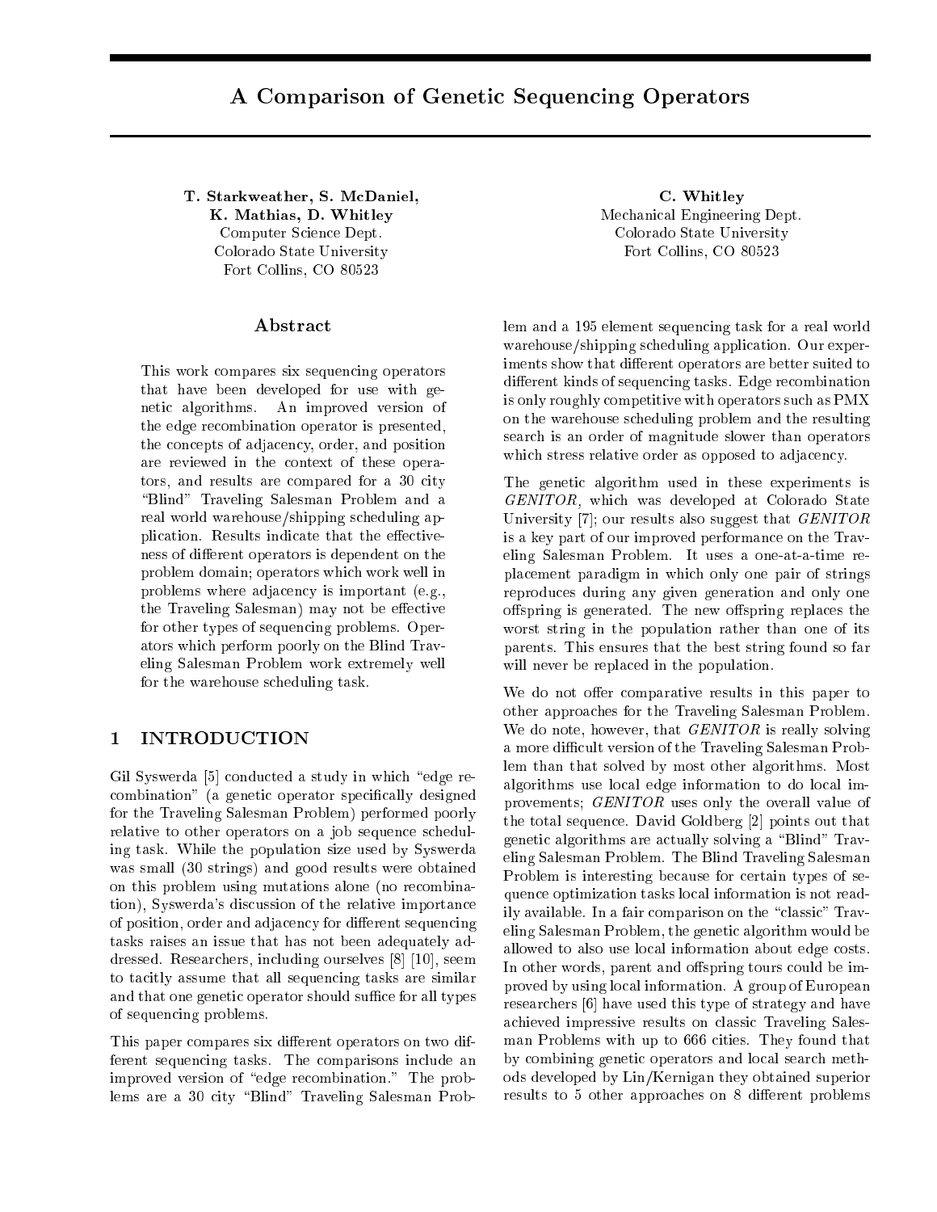# A Comparison of Genetic Sequencing Operators

**T. Starkweather, S. McDaniel, K. Mathias, D. Whitley**
Computer Science Dept.
Colorado State University
Fort Collins, CO 80523

**C. Whitley**
Mechanical Engineering Dept.
Colorado State University
Fort Collins, CO 80523

## Abstract

This work compares six sequencing operators that have been developed for use with genetic algorithms. An improved version of the edge recombination operator is presented, the concepts of adjacency, order, and position are reviewed in the context of these operators, and results are compared for a 30 city "Blind" Traveling Salesman Problem and a real world warehouse/shipping scheduling application. Results indicate that the effectiveness of different operators is dependent on the problem domain; operators which work well in problems where adjacency is important (e.g., the Traveling Salesman) may not be effective for other types of sequencing problems. Operators which perform poorly on the Blind Traveling Salesman Problem work extremely well for the warehouse scheduling task.

## 1 INTRODUCTION

Gil Syswerda [5] conducted a study in which "edge recombination" (a genetic operator specifically designed for the Traveling Salesman Problem) performed poorly relative to other operators on a job sequence scheduling task. While the population size used by Syswerda was small (30 strings) and good results were obtained on this problem using mutations alone (no recombination), Syswerda's discussion of the relative importance of position, order and adjacency for different sequencing tasks raises an issue that has not been adequately addressed. Researchers, including ourselves [8] [10], seem to tacitly assume that all sequencing tasks are similar and that one genetic operator should suffice for all types of sequencing problems.

This paper compares six different operators on two different sequencing tasks. The comparisons include an improved version of "edge recombination." The problems are a 30 city "Blind" Traveling Salesman Problem and a 195 element sequencing task for a real world warehouse/shipping scheduling application. Our experiments show that different operators are better suited to different kinds of sequencing tasks. Edge recombination is only roughly competitive with operators such as PMX on the warehouse scheduling problem and the resulting search is an order of magnitude slower than operators which stress relative order as opposed to adjacency.

The genetic algorithm used in these experiments is *GENITOR*, which was developed at Colorado State University [7]; our results also suggest that *GENITOR* is a key part of our improved performance on the Traveling Salesman Problem. It uses a one-at-a-time replacement paradigm in which only one pair of strings reproduces during any given generation and only one offspring is generated. The new offspring replaces the worst string in the population rather than one of its parents. This ensures that the best string found so far will never be replaced in the population.

We do not offer comparative results in this paper to other approaches for the Traveling Salesman Problem. We do note, however, that *GENITOR* is really solving a more difficult version of the Traveling Salesman Problem than that solved by most other algorithms. Most algorithms use local edge information to do local improvements; *GENITOR* uses only the overall value of the total sequence. David Goldberg [2] points out that genetic algorithms are actually solving a "Blind" Traveling Salesman Problem. The Blind Traveling Salesman Problem is interesting because for certain types of sequence optimization tasks local information is not readily available. In a fair comparison on the "classic" Traveling Salesman Problem, the genetic algorithm would be allowed to also use local information about edge costs. In other words, parent and offspring tours could be improved by using local information. A group of European researchers [6] have used this type of strategy and have achieved impressive results on classic Traveling Salesman Problems with up to 666 cities. They found that by combining genetic operators and local search methods developed by Lin/Kernigan they obtained superior results to 5 other approaches on 8 different problems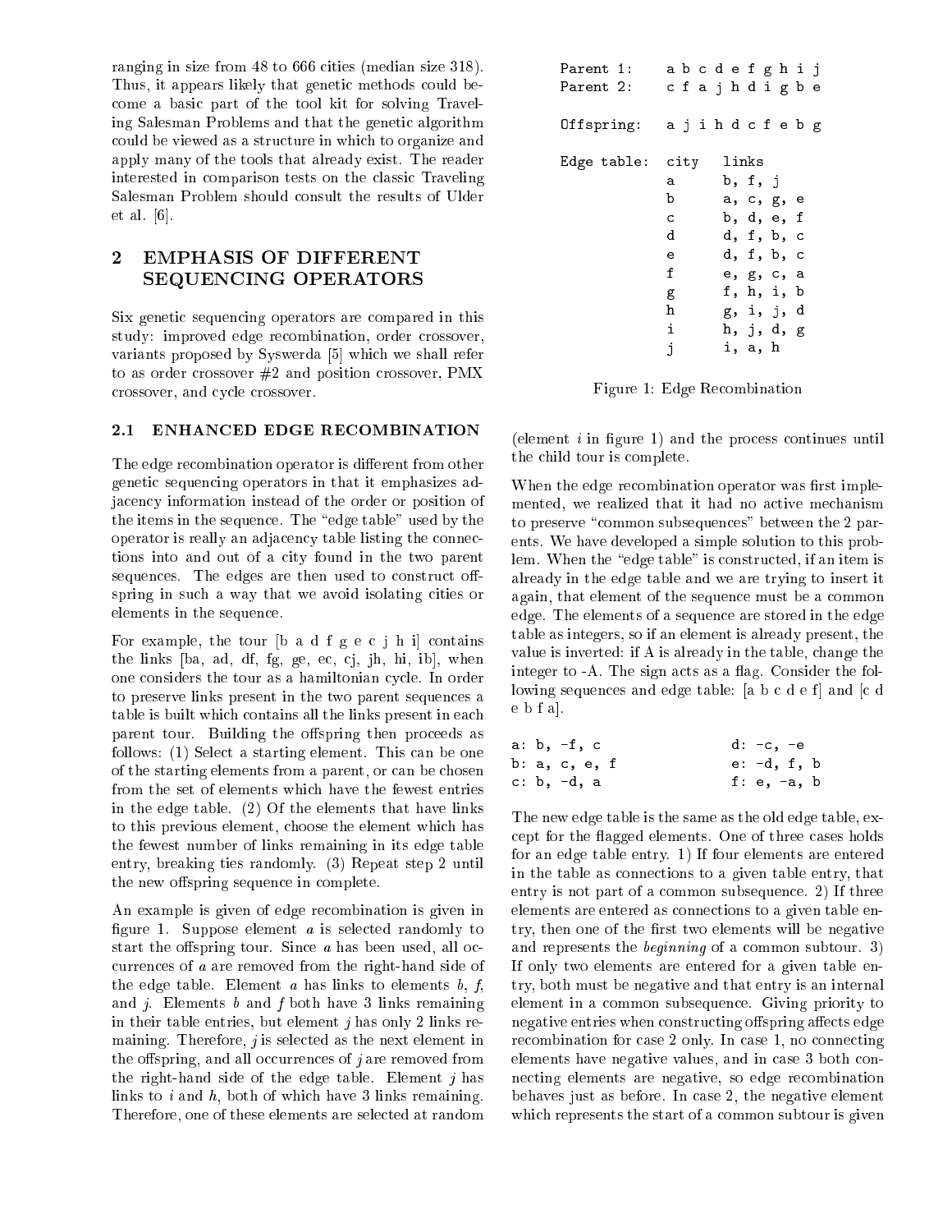ranging in size from 48 to 666 cities (median size 318). Thus, it appears likely that genetic methods could become a basic part of the tool kit for solving Traveling Salesman Problems and that the genetic algorithm could be viewed as a structure in which to organize and apply many of the tools that already exist. The reader interested in comparison tests on the classic Traveling Salesman Problem should consult the results of Ulder et al. [6].

## 2 EMPHASIS OF DIFFERENT SEQUENCING OPERATORS

Six genetic sequencing operators are compared in this study: improved edge recombination, order crossover, variants proposed by Syswerda [5] which we shall refer to as order crossover #2 and position crossover, PMX crossover, and cycle crossover.

### 2.1 ENHANCED EDGE RECOMBINATION

The edge recombination operator is different from other genetic sequencing operators in that it emphasizes adjacency information instead of the order or position of the items in the sequence. The "edge table" used by the operator is really an adjacency table listing the connections into and out of a city found in the two parent sequences. The edges are then used to construct offspring in such a way that we avoid isolating cities or elements in the sequence.

For example, the tour [b a d f g e c j h i] contains the links [ba, ad, df, fg, ge, ec, cj, jh, hi, ib], when one considers the tour as a hamiltonian cycle. In order to preserve links present in the two parent sequences a table is built which contains all the links present in each parent tour. Building the offspring then proceeds as follows: (1) Select a starting element. This can be one of the starting elements from a parent, or can be chosen from the set of elements which have the fewest entries in the edge table. (2) Of the elements that have links to this previous element, choose the element which has the fewest number of links remaining in its edge table entry, breaking ties randomly. (3) Repeat step 2 until the new offspring sequence in complete.

An example is given of edge recombination is given in figure 1. Suppose element *a* is selected randomly to start the offspring tour. Since *a* has been used, all occurrences of *a* are removed from the right-hand side of the edge table. Element *a* has links to elements *b*, *f*, and *j*. Elements *b* and *f* both have 3 links remaining in their table entries, but element *j* has only 2 links remaining. Therefore, *j* is selected as the next element in the offspring, and all occurrences of *j* are removed from the right-hand side of the edge table. Element *j* has links to *i* and *h*, both of which have 3 links remaining. Therefore, one of these elements are selected at random (element *i* in figure 1) and the process continues until the child tour is complete.

```
Parent 1:     a b c d e f g h i j
Parent 2:     c f a j h d i g b e

Offspring:    a j i h d c f e b g

Edge table:   city   links
              a      b, f, j
              b      a, c, g, e
              c      b, d, e, f
              d      d, f, b, c
              e      d, f, b, c
              f      e, g, c, a
              g      f, h, i, b
              h      g, i, j, d
              i      h, j, d, g
              j      i, a, h
```

Figure 1: Edge Recombination

When the edge recombination operator was first implemented, we realized that it had no active mechanism to preserve "common subsequences" between the 2 parents. We have developed a simple solution to this problem. When the "edge table" is constructed, if an item is already in the edge table and we are trying to insert it again, that element of the sequence must be a common edge. The elements of a sequence are stored in the edge table as integers, so if an element is already present, the value is inverted: if A is already in the table, change the integer to -A. The sign acts as a flag. Consider the following sequences and edge table: [a b c d e f] and [c d e b f a].

```
a: b, -f, c          d: -c, -e
b: a, c, e, f        e: -d, f, b
c: b, -d, a          f: e, -a, b
```

The new edge table is the same as the old edge table, except for the flagged elements. One of three cases holds for an edge table entry. 1) If four elements are entered in the table as connections to a given table entry, that entry is not part of a common subsequence. 2) If three elements are entered as connections to a given table entry, then one of the first two elements will be negative and represents the *beginning* of a common subtour. 3) If only two elements are entered for a given table entry, both must be negative and that entry is an internal element in a common subsequence. Giving priority to negative entries when constructing offspring affects edge recombination for case 2 only. In case 1, no connecting elements have negative values, and in case 3 both connecting elements are negative, so edge recombination behaves just as before. In case 2, the negative element which represents the start of a common subtour is given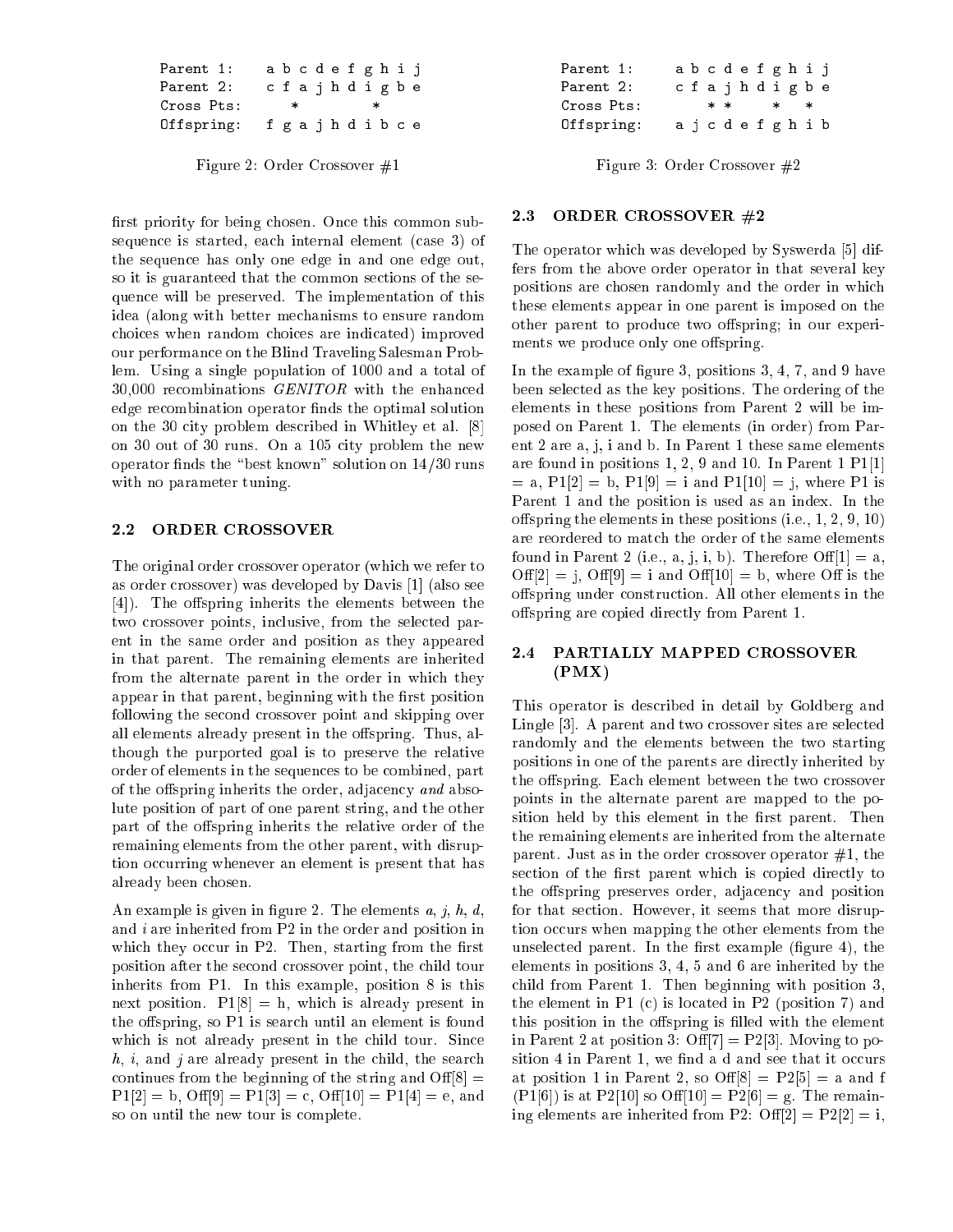```
Parent 1:    a b c d e f g h i j
Parent 2:    c f a j h d i g b e
Cross Pts:     *         *
Offspring:   f g a j h d i b c e
```

Figure 2: Order Crossover #1

```
Parent 1:    a b c d e f g h i j
Parent 2:    c f a j h d i g b e
Cross Pts:       * *     *   *
Offspring:   a j c d e f g h i b
```

Figure 3: Order Crossover #2

first priority for being chosen. Once this common subsequence is started, each internal element (case 3) of the sequence has only one edge in and one edge out, so it is guaranteed that the common sections of the sequence will be preserved. The implementation of this idea (along with better mechanisms to ensure random choices when random choices are indicated) improved our performance on the Blind Traveling Salesman Problem. Using a single population of 1000 and a total of 30,000 recombinations *GENITOR* with the enhanced edge recombination operator finds the optimal solution on the 30 city problem described in Whitley et al. [8] on 30 out of 30 runs. On a 105 city problem the new operator finds the "best known" solution on 14/30 runs with no parameter tuning.

## 2.2 ORDER CROSSOVER

The original order crossover operator (which we refer to as order crossover) was developed by Davis [1] (also see [4]). The offspring inherits the elements between the two crossover points, inclusive, from the selected parent in the same order and position as they appeared in that parent. The remaining elements are inherited from the alternate parent in the order in which they appear in that parent, beginning with the first position following the second crossover point and skipping over all elements already present in the offspring. Thus, although the purported goal is to preserve the relative order of elements in the sequences to be combined, part of the offspring inherits the order, adjacency *and* absolute position of part of one parent string, and the other part of the offspring inherits the relative order of the remaining elements from the other parent, with disruption occurring whenever an element is present that has already been chosen.

An example is given in figure 2. The elements *a*, *j*, *h*, *d*, and *i* are inherited from P2 in the order and position in which they occur in P2. Then, starting from the first position after the second crossover point, the child tour inherits from P1. In this example, position 8 is this next position. P1[8] = h, which is already present in the offspring, so P1 is search until an element is found which is not already present in the child tour. Since *h*, *i*, and *j* are already present in the child, the search continues from the beginning of the string and Off[8] = P1[2] = b, Off[9] = P1[3] = c, Off[10] = P1[4] = e, and so on until the new tour is complete.

## 2.3 ORDER CROSSOVER #2

The operator which was developed by Syswerda [5] differs from the above order operator in that several key positions are chosen randomly and the order in which these elements appear in one parent is imposed on the other parent to produce two offspring; in our experiments we produce only one offspring.

In the example of figure 3, positions 3, 4, 7, and 9 have been selected as the key positions. The ordering of the elements in these positions from Parent 2 will be imposed on Parent 1. The elements (in order) from Parent 2 are a, j, i and b. In Parent 1 these same elements are found in positions 1, 2, 9 and 10. In Parent 1 P1[1] = a, P1[2] = b, P1[9] = i and P1[10] = j, where P1 is Parent 1 and the position is used as an index. In the offspring the elements in these positions (i.e., 1, 2, 9, 10) are reordered to match the order of the same elements found in Parent 2 (i.e., a, j, i, b). Therefore Off[1] = a, Off[2] = j, Off[9] = i and Off[10] = b, where Off is the offspring under construction. All other elements in the offspring are copied directly from Parent 1.

## 2.4 PARTIALLY MAPPED CROSSOVER (PMX)

This operator is described in detail by Goldberg and Lingle [3]. A parent and two crossover sites are selected randomly and the elements between the two starting positions in one of the parents are directly inherited by the offspring. Each element between the two crossover points in the alternate parent are mapped to the position held by this element in the first parent. Then the remaining elements are inherited from the alternate parent. Just as in the order crossover operator #1, the section of the first parent which is copied directly to the offspring preserves order, adjacency and position for that section. However, it seems that more disruption occurs when mapping the other elements from the unselected parent. In the first example (figure 4), the elements in positions 3, 4, 5 and 6 are inherited by the child from Parent 1. Then beginning with position 3, the element in P1 (c) is located in P2 (position 7) and this position in the offspring is filled with the element in Parent 2 at position 3: Off[7] = P2[3]. Moving to position 4 in Parent 1, we find a d and see that it occurs at position 1 in Parent 2, so Off[8] = P2[5] = a and f (P1[6]) is at P2[10] so Off[10] = P2[6] = g. The remaining elements are inherited from P2: Off[2] = P2[2] = i,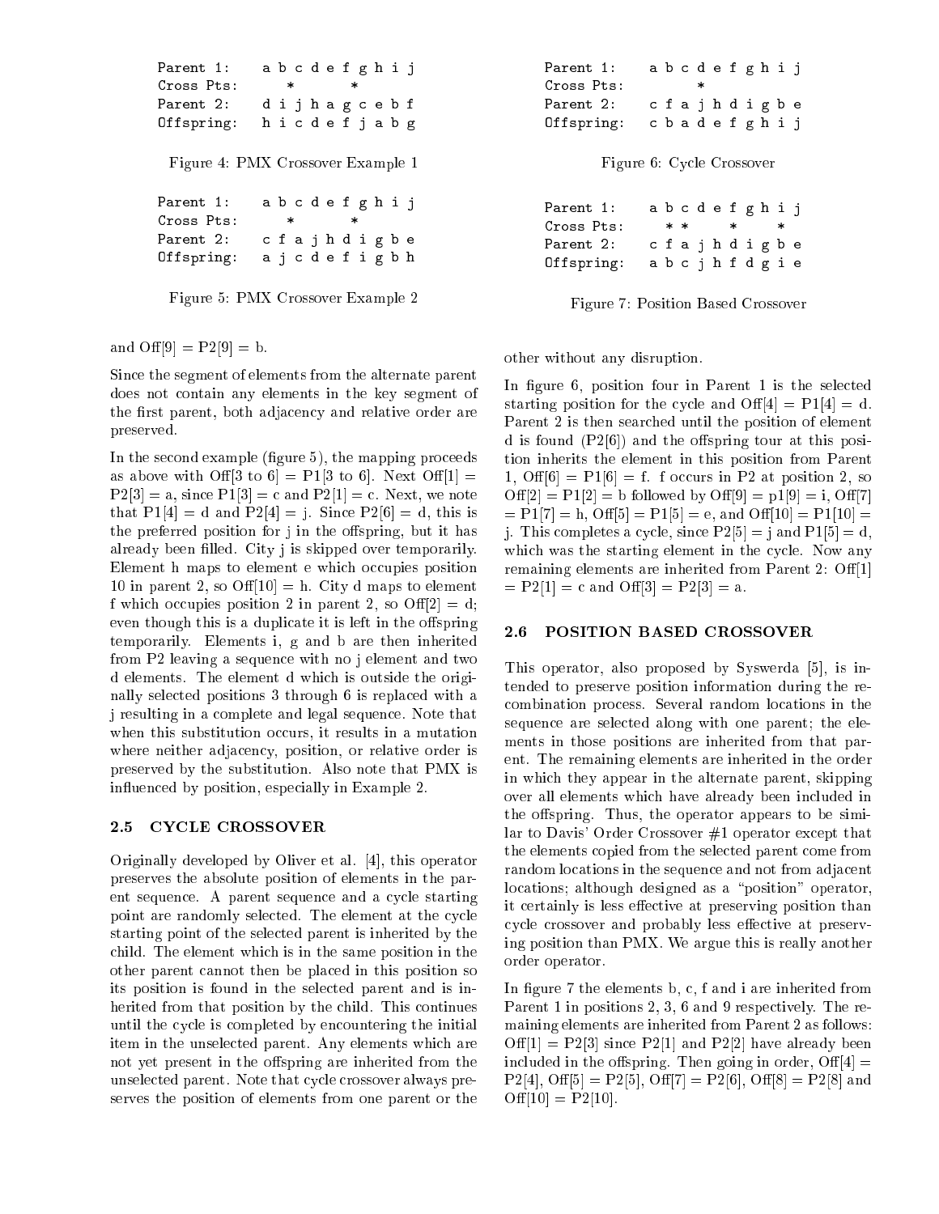```
Parent 1:    a b c d e f g h i j
Cross Pts:      *       *
Parent 2:    d i j h a g c e b f
Offspring:   h i c d e f j a b g
```

Figure 4: PMX Crossover Example 1

```
Parent 1:    a b c d e f g h i j
Cross Pts:      *       *
Parent 2:    c f a j h d i g b e
Offspring:   a j c d e f i g b h
```

Figure 5: PMX Crossover Example 2

and Off[9] = P2[9] = b.

Since the segment of elements from the alternate parent does not contain any elements in the key segment of the first parent, both adjacency and relative order are preserved.

In the second example (figure 5), the mapping proceeds as above with Off[3 to 6] = P1[3 to 6]. Next Off[1] = P2[3] = a, since P1[3] = c and P2[1] = c. Next, we note that P1[4] = d and P2[4] = j. Since P2[6] = d, this is the preferred position for j in the offspring, but it has already been filled. City j is skipped over temporarily. Element h maps to element e which occupies position 10 in parent 2, so Off[10] = h. City d maps to element f which occupies position 2 in parent 2, so Off[2] = d; even though this is a duplicate it is left in the offspring temporarily. Elements i, g and b are then inherited from P2 leaving a sequence with no j element and two d elements. The element d which is outside the originally selected positions 3 through 6 is replaced with a j resulting in a complete and legal sequence. Note that when this substitution occurs, it results in a mutation where neither adjacency, position, or relative order is preserved by the substitution. Also note that PMX is influenced by position, especially in Example 2.

## 2.5 CYCLE CROSSOVER

Originally developed by Oliver et al. [4], this operator preserves the absolute position of elements in the parent sequence. A parent sequence and a cycle starting point are randomly selected. The element at the cycle starting point of the selected parent is inherited by the child. The element which is in the same position in the other parent cannot then be placed in this position so its position is found in the selected parent and is inherited from that position by the child. This continues until the cycle is completed by encountering the initial item in the unselected parent. Any elements which are not yet present in the offspring are inherited from the unselected parent. Note that cycle crossover always preserves the position of elements from one parent or the other without any disruption.

```
Parent 1:    a b c d e f g h i j
Cross Pts:         *
Parent 2:    c f a j h d i g b e
Offspring:   c b a d e f g h i j
```

Figure 6: Cycle Crossover

```
Parent 1:    a b c d e f g h i j
Cross Pts:     * *     *     *
Parent 2:    c f a j h d i g b e
Offspring:   a b c j h f d g i e
```

Figure 7: Position Based Crossover

In figure 6, position four in Parent 1 is the selected starting position for the cycle and Off[4] = P1[4] = d. Parent 2 is then searched until the position of element d is found (P2[6]) and the offspring tour at this position inherits the element in this position from Parent 1, Off[6] = P1[6] = f. f occurs in P2 at position 2, so Off[2] = P1[2] = b followed by Off[9] = p1[9] = i, Off[7] = P1[7] = h, Off[5] = P1[5] = e, and Off[10] = P1[10] = j. This completes a cycle, since P2[5] = j and P1[5] = d, which was the starting element in the cycle. Now any remaining elements are inherited from Parent 2: Off[1] = P2[1] = c and Off[3] = P2[3] = a.

## 2.6 POSITION BASED CROSSOVER

This operator, also proposed by Syswerda [5], is intended to preserve position information during the recombination process. Several random locations in the sequence are selected along with one parent; the elements in those positions are inherited from that parent. The remaining elements are inherited in the order in which they appear in the alternate parent, skipping over all elements which have already been included in the offspring. Thus, the operator appears to be similar to Davis' Order Crossover #1 operator except that the elements copied from the selected parent come from random locations in the sequence and not from adjacent locations; although designed as a "position" operator, it certainly is less effective at preserving position than cycle crossover and probably less effective at preserving position than PMX. We argue this is really another order operator.

In figure 7 the elements b, c, f and i are inherited from Parent 1 in positions 2, 3, 6 and 9 respectively. The remaining elements are inherited from Parent 2 as follows: Off[1] = P2[3] since P2[1] and P2[2] have already been included in the offspring. Then going in order, Off[4] = P2[4], Off[5] = P2[5], Off[7] = P2[6], Off[8] = P2[8] and Off[10] = P2[10].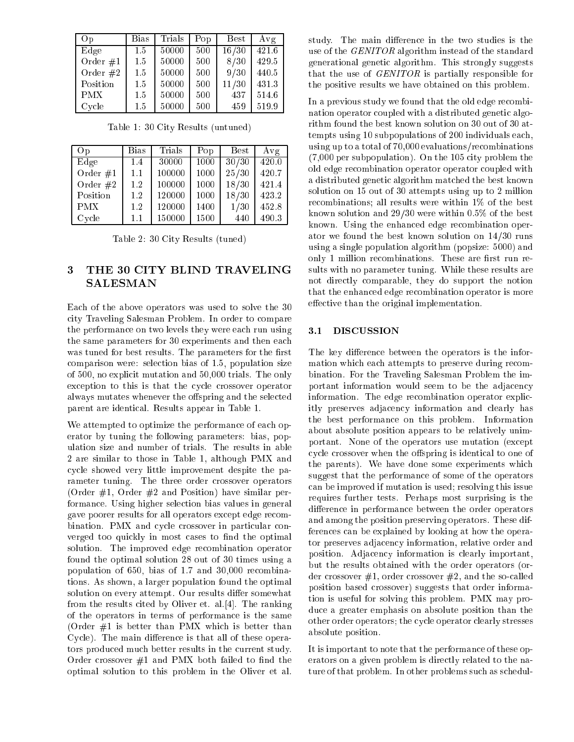| Op | Bias | Trials | Pop | Best | Avg |
|---|---|---|---|---|---|
| Edge | 1.5 | 50000 | 500 | 16/30 | 421.6 |
| Order #1 | 1.5 | 50000 | 500 | 8/30 | 429.5 |
| Order #2 | 1.5 | 50000 | 500 | 9/30 | 440.5 |
| Position | 1.5 | 50000 | 500 | 11/30 | 431.3 |
| PMX | 1.5 | 50000 | 500 | 437 | 514.6 |
| Cycle | 1.5 | 50000 | 500 | 459 | 519.9 |

Table 1: 30 City Results (untuned)

| Op | Bias | Trials | Pop | Best | Avg |
|---|---|---|---|---|---|
| Edge | 1.4 | 30000 | 1000 | 30/30 | 420.0 |
| Order #1 | 1.1 | 100000 | 1000 | 25/30 | 420.7 |
| Order #2 | 1.2 | 100000 | 1000 | 18/30 | 421.4 |
| Position | 1.2 | 120000 | 1000 | 18/30 | 423.2 |
| PMX | 1.2 | 120000 | 1400 | 1/30 | 452.8 |
| Cycle | 1.1 | 150000 | 1500 | 440 | 490.3 |

Table 2: 30 City Results (tuned)

## 3 THE 30 CITY BLIND TRAVELING SALESMAN

Each of the above operators was used to solve the 30 city Traveling Salesman Problem. In order to compare the performance on two levels they were each run using the same parameters for 30 experiments and then each was tuned for best results. The parameters for the first comparison were: selection bias of 1.5, population size of 500, no explicit mutation and 50,000 trials. The only exception to this is that the cycle crossover operator always mutates whenever the offspring and the selected parent are identical. Results appear in Table 1.

We attempted to optimize the performance of each operator by tuning the following parameters: bias, population size and number of trials. The results in able 2 are similar to those in Table 1, although PMX and cycle showed very little improvement despite the parameter tuning. The three order crossover operators (Order #1, Order #2 and Position) have similar performance. Using higher selection bias values in general gave poorer results for all operators except edge recombination. PMX and cycle crossover in particular converged too quickly in most cases to find the optimal solution. The improved edge recombination operator found the optimal solution 28 out of 30 times using a population of 650, bias of 1.7 and 30,000 recombinations. As shown, a larger population found the optimal solution on every attempt. Our results differ somewhat from the results cited by Oliver et. al.[4]. The ranking of the operators in terms of performance is the same (Order #1 is better than PMX which is better than Cycle). The main difference is that all of these operators produced much better results in the current study. Order crossover #1 and PMX both failed to find the optimal solution to this problem in the Oliver et al. study. The main difference in the two studies is the use of the *GENITOR* algorithm instead of the standard generational genetic algorithm. This strongly suggests that the use of *GENITOR* is partially responsible for the positive results we have obtained on this problem.

In a previous study we found that the old edge recombination operator coupled with a distributed genetic algorithm found the best known solution on 30 out of 30 attempts using 10 subpopulations of 200 individuals each, using up to a total of 70,000 evaluations/recombinations (7,000 per subpopulation). On the 105 city problem the old edge recombination operator operator coupled with a distributed genetic algorithm matched the best known solution on 15 out of 30 attempts using up to 2 million recombinations; all results were within 1% of the best known solution and 29/30 were within 0.5% of the best known. Using the enhanced edge recombination operator we found the best known solution on 14/30 runs using a single population algorithm (popsize: 5000) and only 1 million recombinations. These are first run results with no parameter tuning. While these results are not directly comparable, they do support the notion that the enhanced edge recombination operator is more effective than the original implementation.

### 3.1 DISCUSSION

The key difference between the operators is the information which each attempts to preserve during recombination. For the Traveling Salesman Problem the important information would seem to be the adjacency information. The edge recombination operator explicitly preserves adjacency information and clearly has the best performance on this problem. Information about absolute position appears to be relatively unimportant. None of the operators use mutation (except cycle crossover when the offspring is identical to one of the parents). We have done some experiments which suggest that the performance of some of the operators can be improved if mutation is used; resolving this issue requires further tests. Perhaps most surprising is the difference in performance between the order operators and among the position preserving operators. These differences can be explained by looking at how the operator preserves adjacency information, relative order and position. Adjacency information is clearly important, but the results obtained with the order operators (order crossover #1, order crossover #2, and the so-called position based crossover) suggests that order information is useful for solving this problem. PMX may produce a greater emphasis on absolute position than the other order operators; the cycle operator clearly stresses absolute position.

It is important to note that the performance of these operators on a given problem is directly related to the nature of that problem. In other problems such as schedul-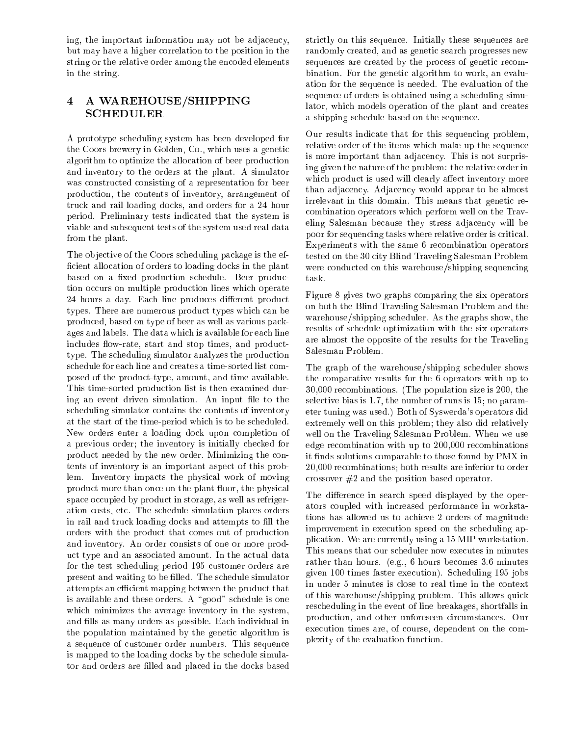ing, the important information may not be adjacency, but may have a higher correlation to the position in the string or the relative order among the encoded elements in the string.

## 4 A WAREHOUSE/SHIPPING SCHEDULER

A prototype scheduling system has been developed for the Coors brewery in Golden, Co., which uses a genetic algorithm to optimize the allocation of beer production and inventory to the orders at the plant. A simulator was constructed consisting of a representation for beer production, the contents of inventory, arrangement of truck and rail loading docks, and orders for a 24 hour period. Preliminary tests indicated that the system is viable and subsequent tests of the system used real data from the plant.

The objective of the Coors scheduling package is the efficient allocation of orders to loading docks in the plant based on a fixed production schedule. Beer production occurs on multiple production lines which operate 24 hours a day. Each line produces different product types. There are numerous product types which can be produced, based on type of beer as well as various packages and labels. The data which is available for each line includes flow-rate, start and stop times, and product-type. The scheduling simulator analyzes the production schedule for each line and creates a time-sorted list composed of the product-type, amount, and time available. This time-sorted production list is then examined during an event driven simulation. An input file to the scheduling simulator contains the contents of inventory at the start of the time-period which is to be scheduled. New orders enter a loading dock upon completion of a previous order; the inventory is initially checked for product needed by the new order. Minimizing the contents of inventory is an important aspect of this problem. Inventory impacts the physical work of moving product more than once on the plant floor, the physical space occupied by product in storage, as well as refrigeration costs, etc. The schedule simulation places orders in rail and truck loading docks and attempts to fill the orders with the product that comes out of production and inventory. An order consists of one or more product type and an associated amount. In the actual data for the test scheduling period 195 customer orders are present and waiting to be filled. The schedule simulator attempts an efficient mapping between the product that is available and these orders. A "good" schedule is one which minimizes the average inventory in the system, and fills as many orders as possible. Each individual in the population maintained by the genetic algorithm is a sequence of customer order numbers. This sequence is mapped to the loading docks by the schedule simulator and orders are filled and placed in the docks based strictly on this sequence. Initially these sequences are randomly created, and as genetic search progresses new sequences are created by the process of genetic recombination. For the genetic algorithm to work, an evaluation for the sequence is needed. The evaluation of the sequence of orders is obtained using a scheduling simulator, which models operation of the plant and creates a shipping schedule based on the sequence.

Our results indicate that for this sequencing problem, relative order of the items which make up the sequence is more important than adjacency. This is not surprising given the nature of the problem: the relative order in which product is used will clearly affect inventory more than adjacency. Adjacency would appear to be almost irrelevant in this domain. This means that genetic recombination operators which perform well on the Traveling Salesman because they stress adjacency will be poor for sequencing tasks where relative order is critical. Experiments with the same 6 recombination operators tested on the 30 city Blind Traveling Salesman Problem were conducted on this warehouse/shipping sequencing task.

Figure 8 gives two graphs comparing the six operators on both the Blind Traveling Salesman Problem and the warehouse/shipping scheduler. As the graphs show, the results of schedule optimization with the six operators are almost the opposite of the results for the Traveling Salesman Problem.

The graph of the warehouse/shipping scheduler shows the comparative results for the 6 operators with up to 30,000 recombinations. (The population size is 200, the selective bias is 1.7, the number of runs is 15; no parameter tuning was used.) Both of Syswerda's operators did extremely well on this problem; they also did relatively well on the Traveling Salesman Problem. When we use edge recombination with up to 200,000 recombinations it finds solutions comparable to those found by PMX in 20,000 recombinations; both results are inferior to order crossover #2 and the position based operator.

The difference in search speed displayed by the operators coupled with increased performance in workstations has allowed us to achieve 2 orders of magnitude improvement in execution speed on the scheduling application. We are currently using a 15 MIP workstation. This means that our scheduler now executes in minutes rather than hours. (e.g., 6 hours becomes 3.6 minutes given 100 times faster execution). Scheduling 195 jobs in under 5 minutes is close to real time in the context of this warehouse/shipping problem. This allows quick rescheduling in the event of line breakages, shortfalls in production, and other unforeseen circumstances. Our execution times are, of course, dependent on the complexity of the evaluation function.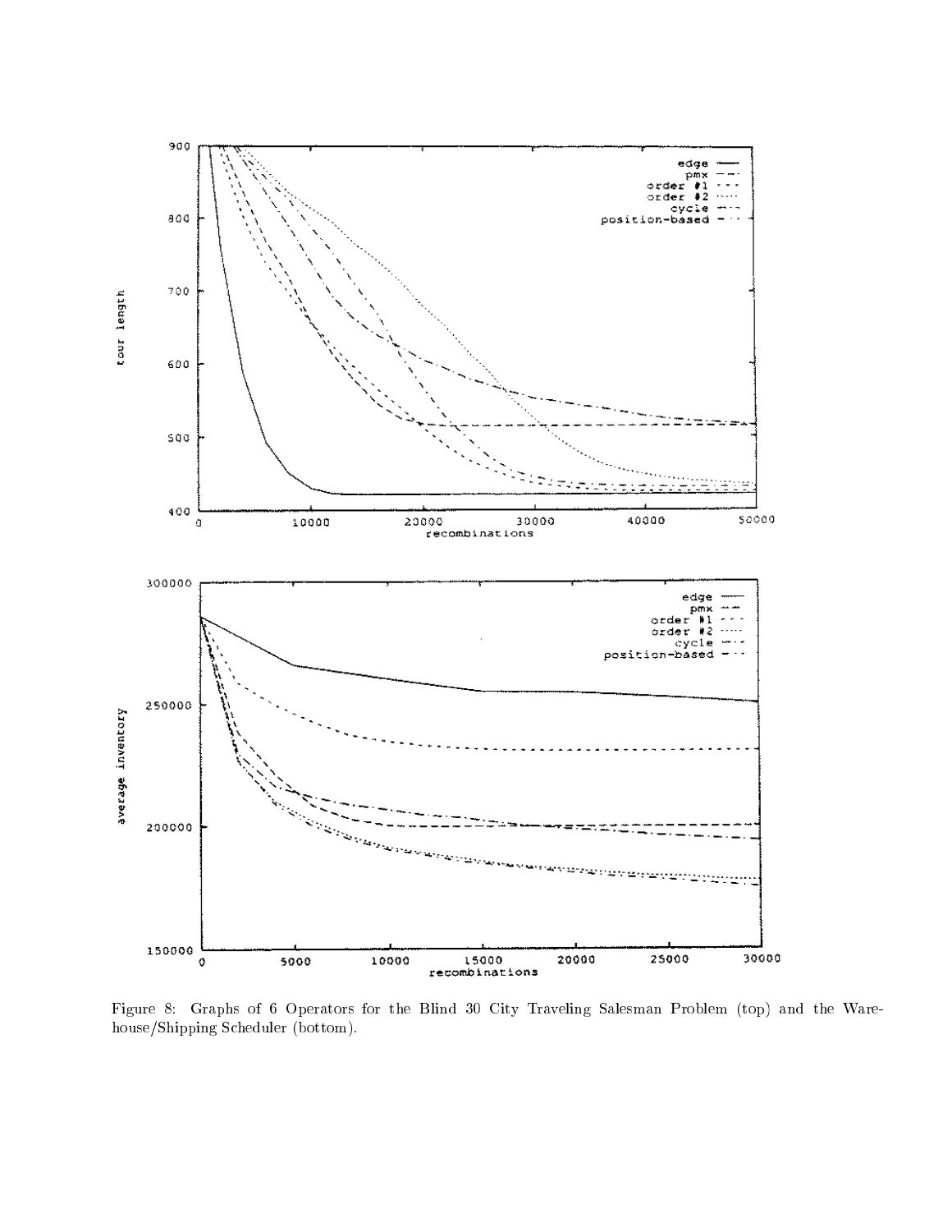Figure 8: Graphs of 6 Operators for the Blind 30 City Traveling Salesman Problem (top) and the Warehouse/Shipping Scheduler (bottom).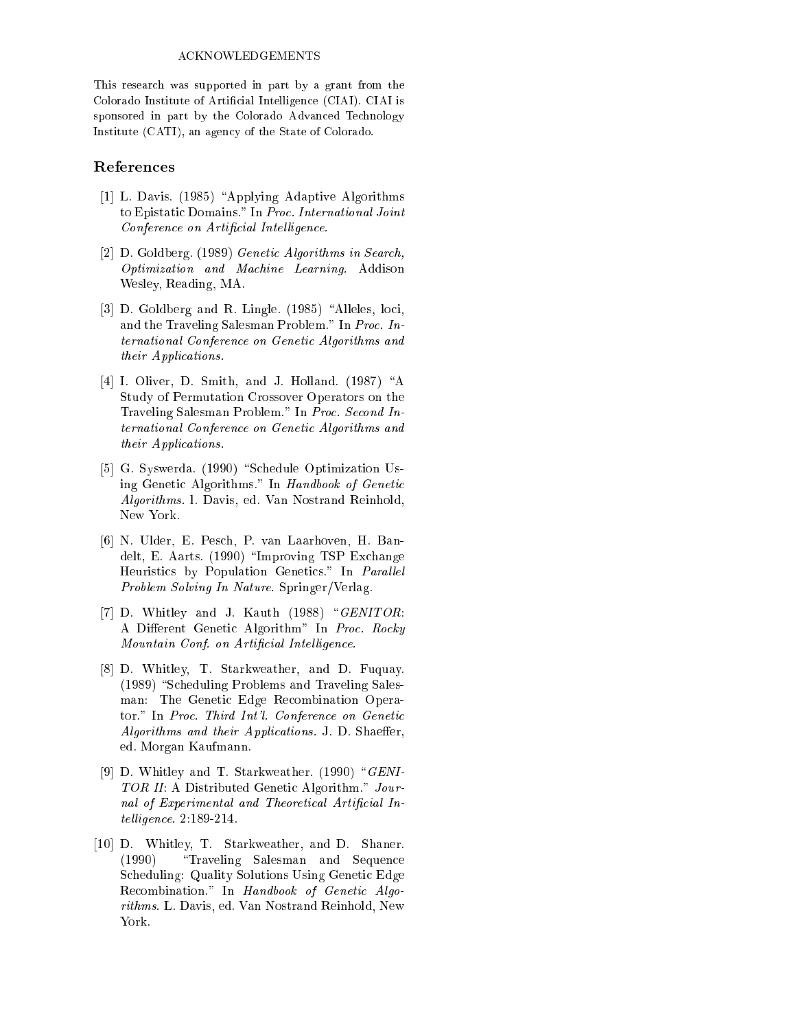## ACKNOWLEDGEMENTS

This research was supported in part by a grant from the Colorado Institute of Artificial Intelligence (CIAI). CIAI is sponsored in part by the Colorado Advanced Technology Institute (CATI), an agency of the State of Colorado.

## References

[1] L. Davis. (1985) "Applying Adaptive Algorithms to Epistatic Domains." In *Proc. International Joint Conference on Artificial Intelligence.*

[2] D. Goldberg. (1989) *Genetic Algorithms in Search, Optimization and Machine Learning.* Addison Wesley, Reading, MA.

[3] D. Goldberg and R. Lingle. (1985) "Alleles, loci, and the Traveling Salesman Problem." In *Proc. International Conference on Genetic Algorithms and their Applications.*

[4] I. Oliver, D. Smith, and J. Holland. (1987) "A Study of Permutation Crossover Operators on the Traveling Salesman Problem." In *Proc. Second International Conference on Genetic Algorithms and their Applications.*

[5] G. Syswerda. (1990) "Schedule Optimization Using Genetic Algorithms." In *Handbook of Genetic Algorithms.* l. Davis, ed. Van Nostrand Reinhold, New York.

[6] N. Ulder, E. Pesch, P. van Laarhoven, H. Bandelt, E. Aarts. (1990) "Improving TSP Exchange Heuristics by Population Genetics." In *Parallel Problem Solving In Nature.* Springer/Verlag.

[7] D. Whitley and J. Kauth (1988) "*GENITOR*: A Different Genetic Algorithm" In *Proc. Rocky Mountain Conf. on Artificial Intelligence.*

[8] D. Whitley, T. Starkweather, and D. Fuquay. (1989) "Scheduling Problems and Traveling Salesman: The Genetic Edge Recombination Operator." In *Proc. Third Int'l. Conference on Genetic Algorithms and their Applications.* J. D. Shaeffer, ed. Morgan Kaufmann.

[9] D. Whitley and T. Starkweather. (1990) "*GENITOR II*: A Distributed Genetic Algorithm." *Journal of Experimental and Theoretical Artificial Intelligence.* 2:189-214.

[10] D. Whitley, T. Starkweather, and D. Shaner. (1990) "Traveling Salesman and Sequence Scheduling: Quality Solutions Using Genetic Edge Recombination." In *Handbook of Genetic Algorithms.* L. Davis, ed. Van Nostrand Reinhold, New York.